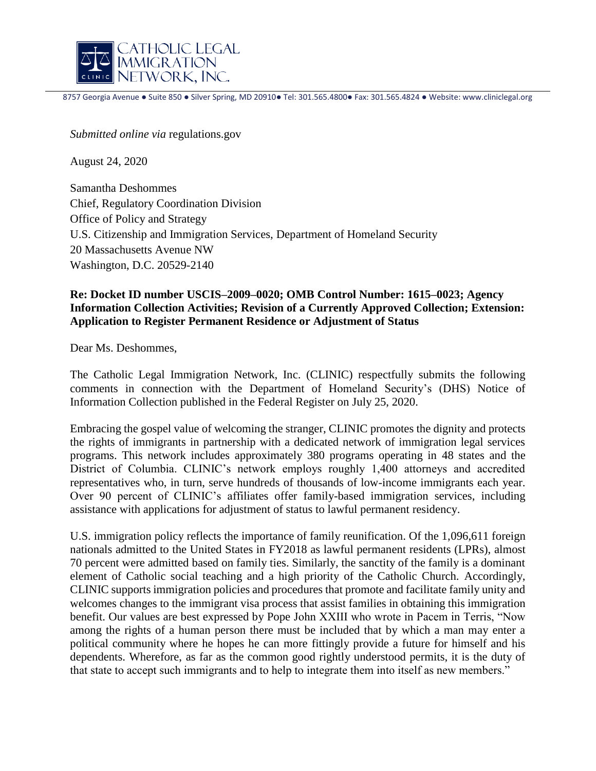CATHOLIC LEGAL IMMIGRATION NETWORK, INC.

8757 Georgia Avenue ● Suite 850 ● Silver Spring, MD 20910● Tel: 301.565.4800● Fax: 301.565.4824 ● Website: www.cliniclegal.org

*Submitted online via* regulations.gov

August 24, 2020

Samantha Deshommes
Chief, Regulatory Coordination Division
Office of Policy and Strategy
U.S. Citizenship and Immigration Services, Department of Homeland Security
20 Massachusetts Avenue NW
Washington, D.C. 20529-2140

**Re: Docket ID number USCIS–2009–0020; OMB Control Number: 1615–0023; Agency Information Collection Activities; Revision of a Currently Approved Collection; Extension: Application to Register Permanent Residence or Adjustment of Status**

Dear Ms. Deshommes,

The Catholic Legal Immigration Network, Inc. (CLINIC) respectfully submits the following comments in connection with the Department of Homeland Security's (DHS) Notice of Information Collection published in the Federal Register on July 25, 2020.

Embracing the gospel value of welcoming the stranger, CLINIC promotes the dignity and protects the rights of immigrants in partnership with a dedicated network of immigration legal services programs. This network includes approximately 380 programs operating in 48 states and the District of Columbia. CLINIC's network employs roughly 1,400 attorneys and accredited representatives who, in turn, serve hundreds of thousands of low-income immigrants each year. Over 90 percent of CLINIC's affiliates offer family-based immigration services, including assistance with applications for adjustment of status to lawful permanent residency.

U.S. immigration policy reflects the importance of family reunification. Of the 1,096,611 foreign nationals admitted to the United States in FY2018 as lawful permanent residents (LPRs), almost 70 percent were admitted based on family ties. Similarly, the sanctity of the family is a dominant element of Catholic social teaching and a high priority of the Catholic Church. Accordingly, CLINIC supports immigration policies and procedures that promote and facilitate family unity and welcomes changes to the immigrant visa process that assist families in obtaining this immigration benefit. Our values are best expressed by Pope John XXIII who wrote in Pacem in Terris, "Now among the rights of a human person there must be included that by which a man may enter a political community where he hopes he can more fittingly provide a future for himself and his dependents. Wherefore, as far as the common good rightly understood permits, it is the duty of that state to accept such immigrants and to help to integrate them into itself as new members."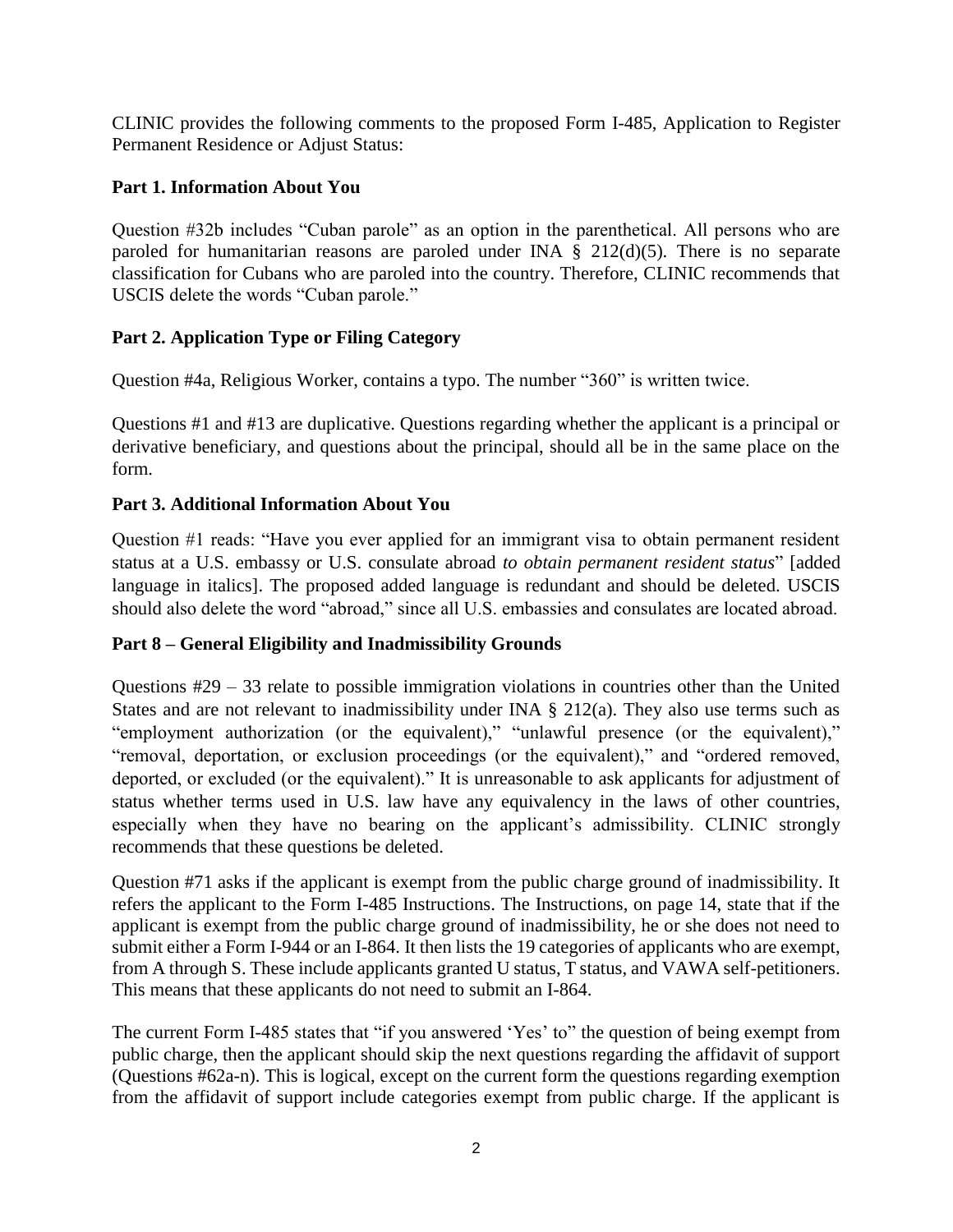CLINIC provides the following comments to the proposed Form I-485, Application to Register Permanent Residence or Adjust Status:

## Part 1. Information About You

Question #32b includes "Cuban parole" as an option in the parenthetical. All persons who are paroled for humanitarian reasons are paroled under INA § 212(d)(5). There is no separate classification for Cubans who are paroled into the country. Therefore, CLINIC recommends that USCIS delete the words "Cuban parole."

## Part 2. Application Type or Filing Category

Question #4a, Religious Worker, contains a typo. The number "360" is written twice.

Questions #1 and #13 are duplicative. Questions regarding whether the applicant is a principal or derivative beneficiary, and questions about the principal, should all be in the same place on the form.

## Part 3. Additional Information About You

Question #1 reads: "Have you ever applied for an immigrant visa to obtain permanent resident status at a U.S. embassy or U.S. consulate abroad *to obtain permanent resident status*" [added language in italics]. The proposed added language is redundant and should be deleted. USCIS should also delete the word "abroad," since all U.S. embassies and consulates are located abroad.

## Part 8 – General Eligibility and Inadmissibility Grounds

Questions #29 – 33 relate to possible immigration violations in countries other than the United States and are not relevant to inadmissibility under INA § 212(a). They also use terms such as "employment authorization (or the equivalent)," "unlawful presence (or the equivalent)," "removal, deportation, or exclusion proceedings (or the equivalent)," and "ordered removed, deported, or excluded (or the equivalent)." It is unreasonable to ask applicants for adjustment of status whether terms used in U.S. law have any equivalency in the laws of other countries, especially when they have no bearing on the applicant's admissibility. CLINIC strongly recommends that these questions be deleted.

Question #71 asks if the applicant is exempt from the public charge ground of inadmissibility. It refers the applicant to the Form I-485 Instructions. The Instructions, on page 14, state that if the applicant is exempt from the public charge ground of inadmissibility, he or she does not need to submit either a Form I-944 or an I-864. It then lists the 19 categories of applicants who are exempt, from A through S. These include applicants granted U status, T status, and VAWA self-petitioners. This means that these applicants do not need to submit an I-864.

The current Form I-485 states that "if you answered 'Yes' to" the question of being exempt from public charge, then the applicant should skip the next questions regarding the affidavit of support (Questions #62a-n). This is logical, except on the current form the questions regarding exemption from the affidavit of support include categories exempt from public charge. If the applicant is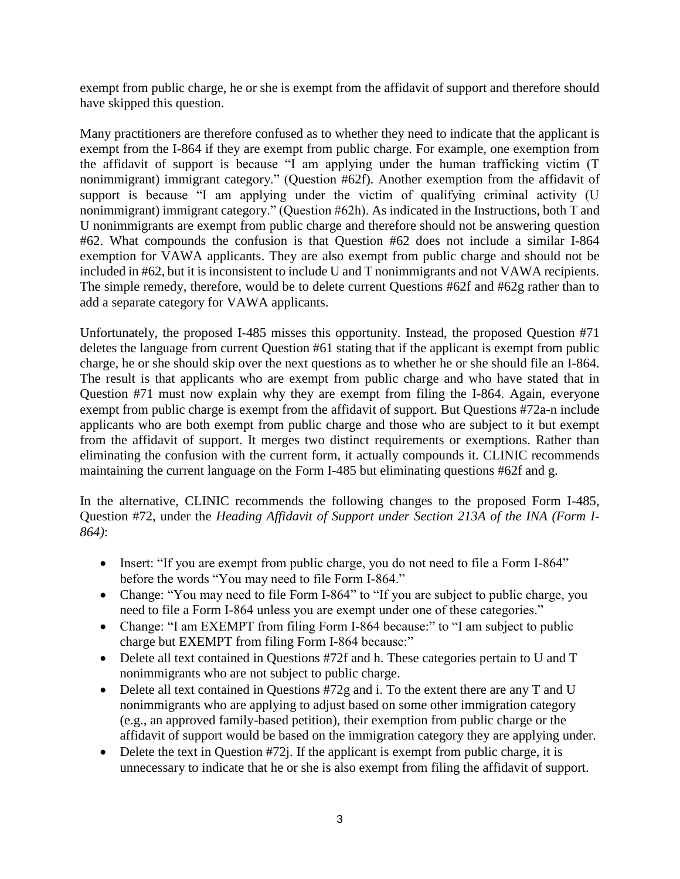exempt from public charge, he or she is exempt from the affidavit of support and therefore should have skipped this question.

Many practitioners are therefore confused as to whether they need to indicate that the applicant is exempt from the I-864 if they are exempt from public charge. For example, one exemption from the affidavit of support is because "I am applying under the human trafficking victim (T nonimmigrant) immigrant category." (Question #62f). Another exemption from the affidavit of support is because "I am applying under the victim of qualifying criminal activity (U nonimmigrant) immigrant category." (Question #62h). As indicated in the Instructions, both T and U nonimmigrants are exempt from public charge and therefore should not be answering question #62. What compounds the confusion is that Question #62 does not include a similar I-864 exemption for VAWA applicants. They are also exempt from public charge and should not be included in #62, but it is inconsistent to include U and T nonimmigrants and not VAWA recipients. The simple remedy, therefore, would be to delete current Questions #62f and #62g rather than to add a separate category for VAWA applicants.

Unfortunately, the proposed I-485 misses this opportunity. Instead, the proposed Question #71 deletes the language from current Question #61 stating that if the applicant is exempt from public charge, he or she should skip over the next questions as to whether he or she should file an I-864. The result is that applicants who are exempt from public charge and who have stated that in Question #71 must now explain why they are exempt from filing the I-864. Again, everyone exempt from public charge is exempt from the affidavit of support. But Questions #72a-n include applicants who are both exempt from public charge and those who are subject to it but exempt from the affidavit of support. It merges two distinct requirements or exemptions. Rather than eliminating the confusion with the current form, it actually compounds it. CLINIC recommends maintaining the current language on the Form I-485 but eliminating questions #62f and g.

In the alternative, CLINIC recommends the following changes to the proposed Form I-485, Question #72, under the *Heading Affidavit of Support under Section 213A of the INA (Form I-864)*:

- Insert: "If you are exempt from public charge, you do not need to file a Form I-864" before the words "You may need to file Form I-864."
- Change: "You may need to file Form I-864" to "If you are subject to public charge, you need to file a Form I-864 unless you are exempt under one of these categories."
- Change: "I am EXEMPT from filing Form I-864 because:" to "I am subject to public charge but EXEMPT from filing Form I-864 because:"
- Delete all text contained in Questions #72f and h. These categories pertain to U and T nonimmigrants who are not subject to public charge.
- Delete all text contained in Questions #72g and i. To the extent there are any T and U nonimmigrants who are applying to adjust based on some other immigration category (e.g., an approved family-based petition), their exemption from public charge or the affidavit of support would be based on the immigration category they are applying under.
- Delete the text in Question #72j. If the applicant is exempt from public charge, it is unnecessary to indicate that he or she is also exempt from filing the affidavit of support.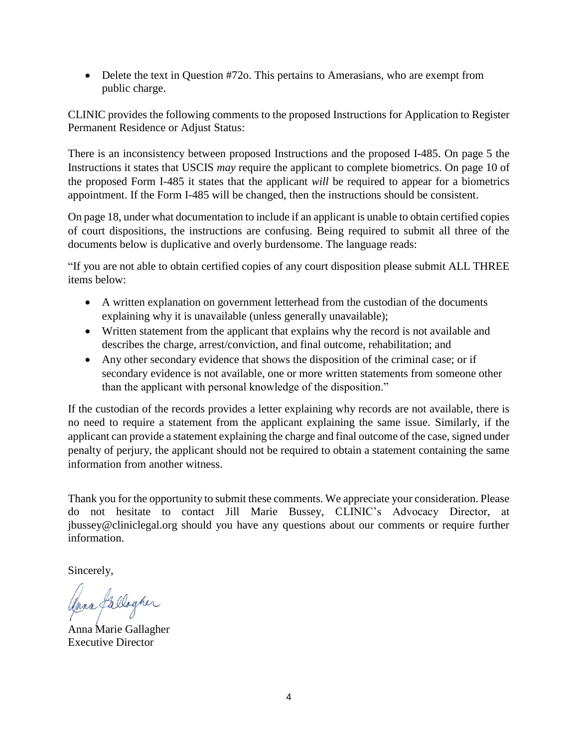- Delete the text in Question #72o. This pertains to Amerasians, who are exempt from public charge.

CLINIC provides the following comments to the proposed Instructions for Application to Register Permanent Residence or Adjust Status:

There is an inconsistency between proposed Instructions and the proposed I-485. On page 5 the Instructions it states that USCIS *may* require the applicant to complete biometrics. On page 10 of the proposed Form I-485 it states that the applicant *will* be required to appear for a biometrics appointment. If the Form I-485 will be changed, then the instructions should be consistent.

On page 18, under what documentation to include if an applicant is unable to obtain certified copies of court dispositions, the instructions are confusing. Being required to submit all three of the documents below is duplicative and overly burdensome. The language reads:

"If you are not able to obtain certified copies of any court disposition please submit ALL THREE items below:

- A written explanation on government letterhead from the custodian of the documents explaining why it is unavailable (unless generally unavailable);
- Written statement from the applicant that explains why the record is not available and describes the charge, arrest/conviction, and final outcome, rehabilitation; and
- Any other secondary evidence that shows the disposition of the criminal case; or if secondary evidence is not available, one or more written statements from someone other than the applicant with personal knowledge of the disposition."

If the custodian of the records provides a letter explaining why records are not available, there is no need to require a statement from the applicant explaining the same issue. Similarly, if the applicant can provide a statement explaining the charge and final outcome of the case, signed under penalty of perjury, the applicant should not be required to obtain a statement containing the same information from another witness.

Thank you for the opportunity to submit these comments. We appreciate your consideration. Please do not hesitate to contact Jill Marie Bussey, CLINIC's Advocacy Director, at jbussey@cliniclegal.org should you have any questions about our comments or require further information.

Sincerely,

Anna Marie Gallagher
Executive Director